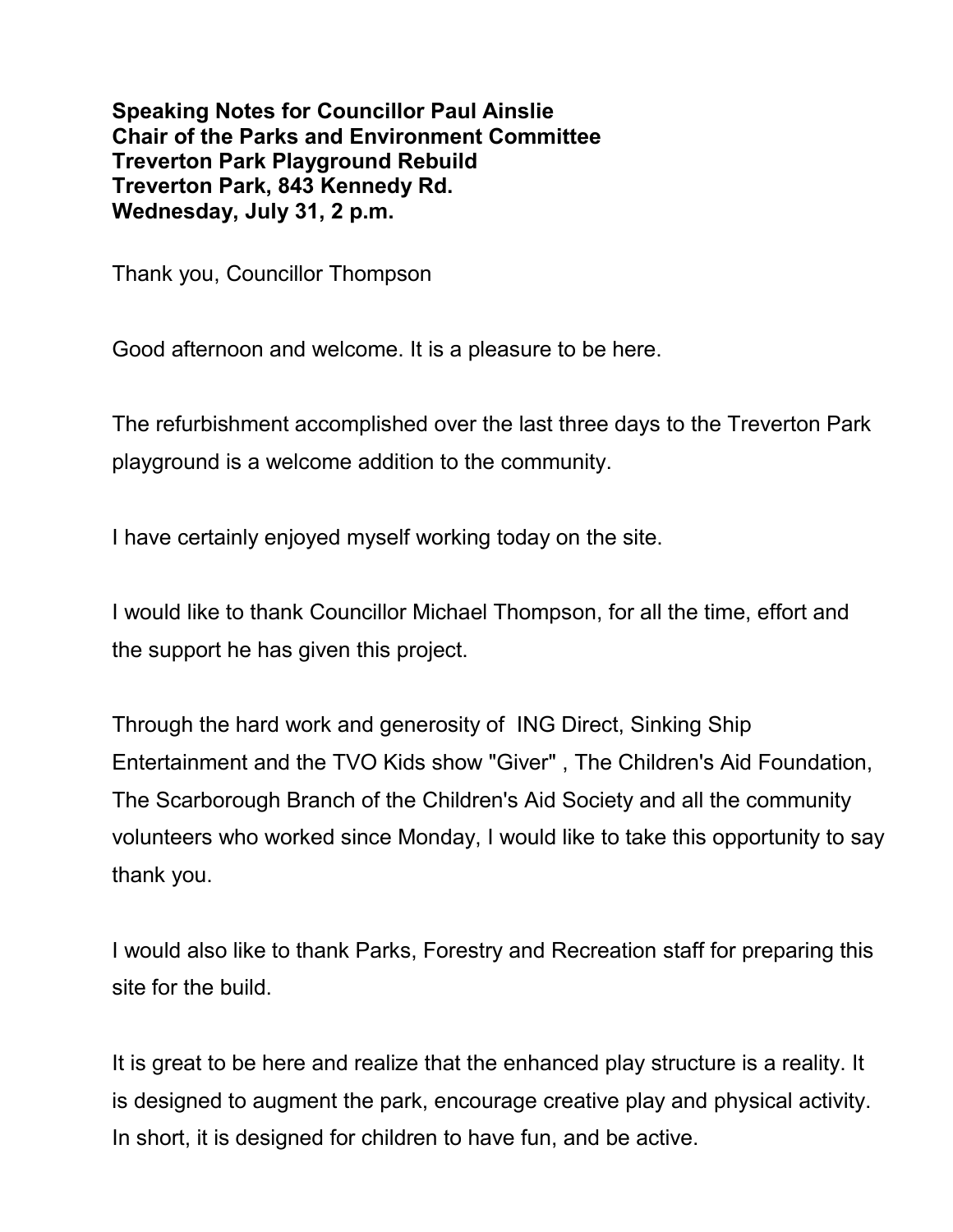**Speaking Notes for Councillor Paul Ainslie**
**Chair of the Parks and Environment Committee**
**Treverton Park Playground Rebuild**
**Treverton Park, 843 Kennedy Rd.**
**Wednesday, July 31, 2 p.m.**

Thank you, Councillor Thompson

Good afternoon and welcome. It is a pleasure to be here.

The refurbishment accomplished over the last three days to the Treverton Park playground is a welcome addition to the community.

I have certainly enjoyed myself working today on the site.

I would like to thank Councillor Michael Thompson, for all the time, effort and the support he has given this project.

Through the hard work and generosity of ING Direct, Sinking Ship Entertainment and the TVO Kids show "Giver" , The Children's Aid Foundation, The Scarborough Branch of the Children's Aid Society and all the community volunteers who worked since Monday, I would like to take this opportunity to say thank you.

I would also like to thank Parks, Forestry and Recreation staff for preparing this site for the build.

It is great to be here and realize that the enhanced play structure is a reality. It is designed to augment the park, encourage creative play and physical activity. In short, it is designed for children to have fun, and be active.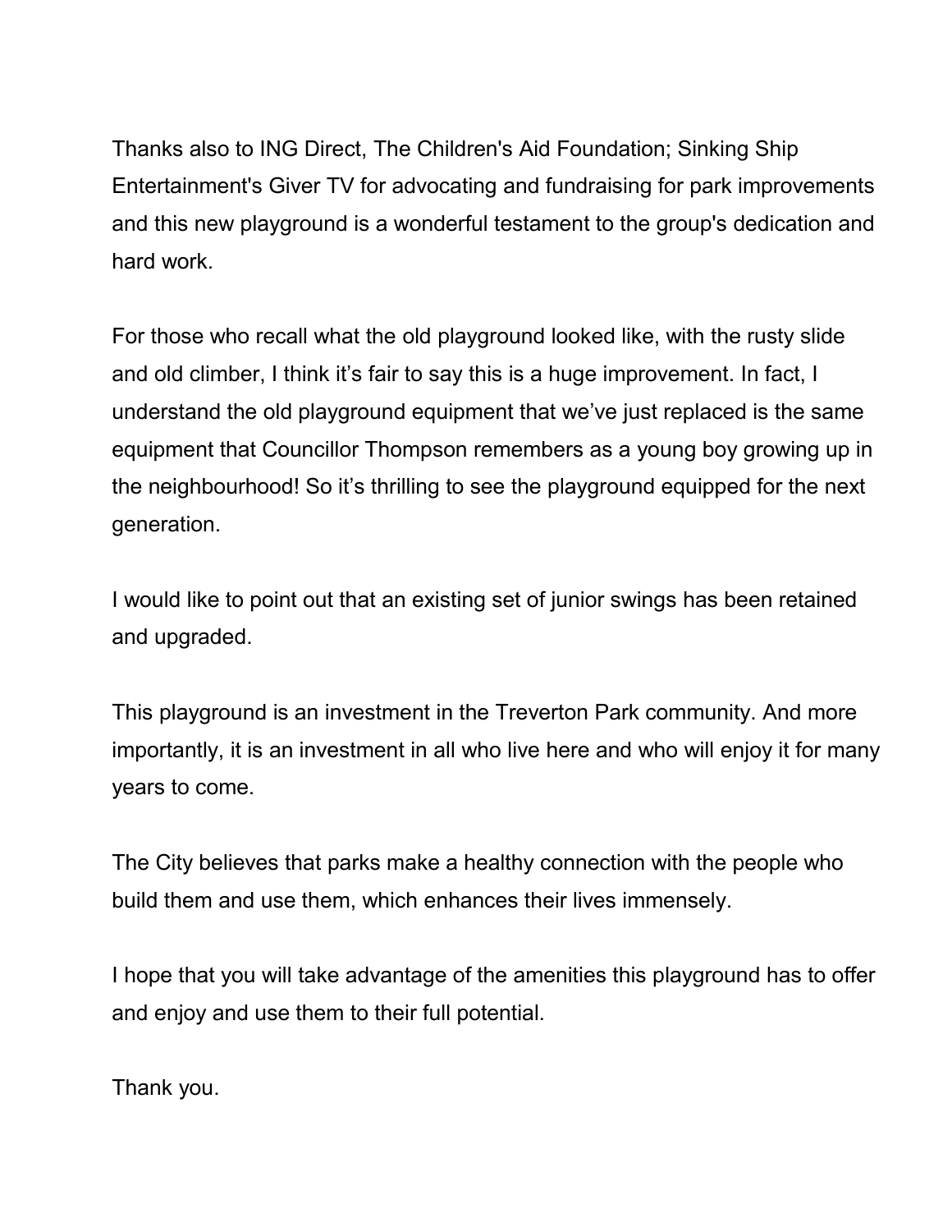Thanks also to ING Direct, The Children's Aid Foundation; Sinking Ship Entertainment's Giver TV for advocating and fundraising for park improvements and this new playground is a wonderful testament to the group's dedication and hard work.

For those who recall what the old playground looked like, with the rusty slide and old climber, I think it’s fair to say this is a huge improvement. In fact, I understand the old playground equipment that we’ve just replaced is the same equipment that Councillor Thompson remembers as a young boy growing up in the neighbourhood! So it’s thrilling to see the playground equipped for the next generation.

I would like to point out that an existing set of junior swings has been retained and upgraded.

This playground is an investment in the Treverton Park community. And more importantly, it is an investment in all who live here and who will enjoy it for many years to come.

The City believes that parks make a healthy connection with the people who build them and use them, which enhances their lives immensely.

I hope that you will take advantage of the amenities this playground has to offer and enjoy and use them to their full potential.

Thank you.